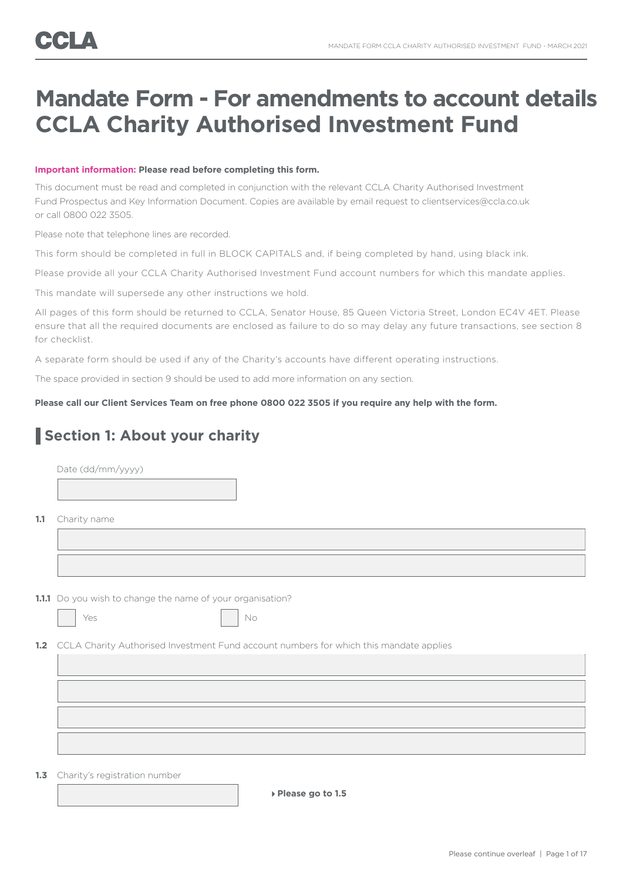CCLA

# Mandate Form - For amendments to account details CCLA Charity Authorised Investment Fund

**Important information: Please read before completing this form.**

This document must be read and completed in conjunction with the relevant CCLA Charity Authorised Investment Fund Prospectus and Key Information Document. Copies are available by email request to clientservices@ccla.co.uk or call 0800 022 3505.

Please note that telephone lines are recorded.

This form should be completed in full in BLOCK CAPITALS and, if being completed by hand, using black ink.

Please provide all your CCLA Charity Authorised Investment Fund account numbers for which this mandate applies.

This mandate will supersede any other instructions we hold.

All pages of this form should be returned to CCLA, Senator House, 85 Queen Victoria Street, London EC4V 4ET. Please ensure that all the required documents are enclosed as failure to do so may delay any future transactions, see section 8 for checklist.

A separate form should be used if any of the Charity's accounts have different operating instructions.

The space provided in section 9 should be used to add more information on any section.

**Please call our Client Services Team on free phone 0800 022 3505 if you require any help with the form.**

## Section 1: About your charity

Date (dd/mm/yyyy)

**1.1** Charity name

**1.1.1** Do you wish to change the name of your organisation?

☐ Yes ☐ No

**1.2** CCLA Charity Authorised Investment Fund account numbers for which this mandate applies

**1.3** Charity's registration number

**Please go to 1.5**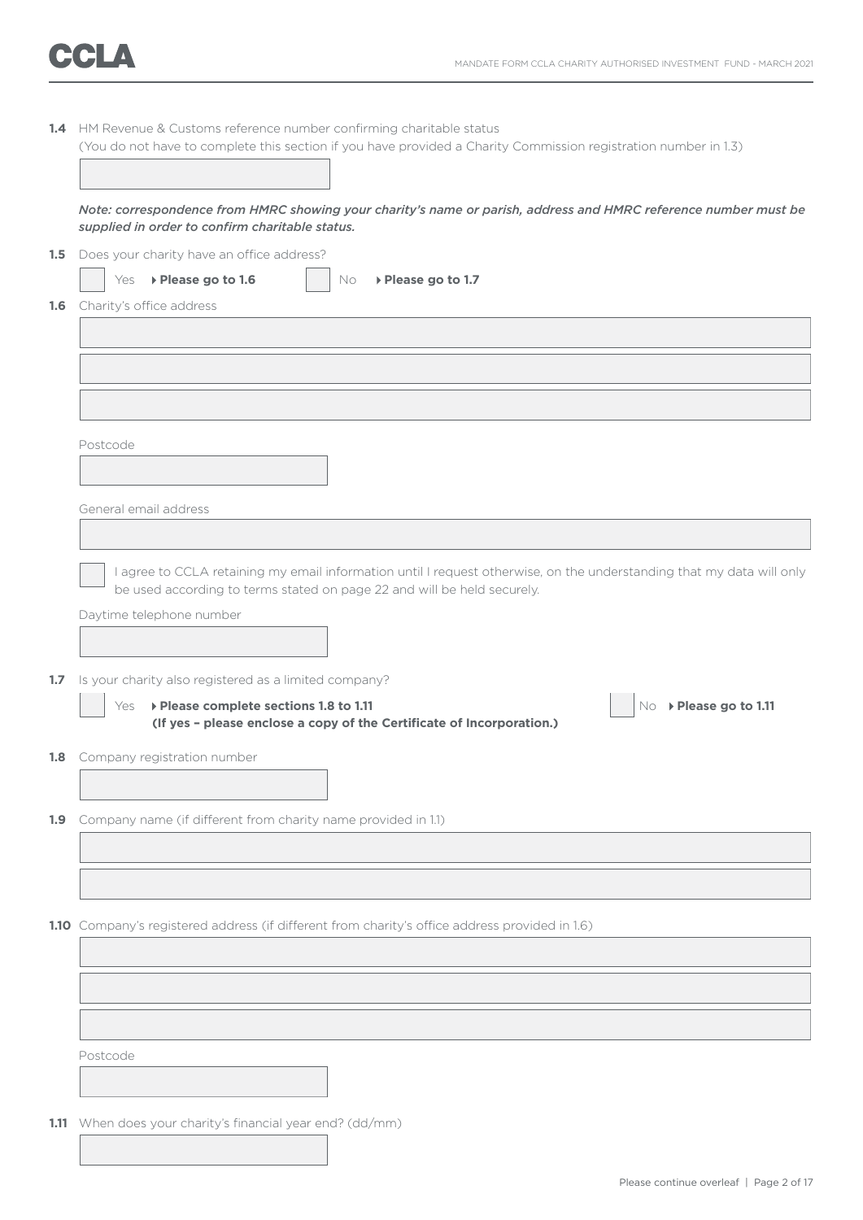**1.4** HM Revenue & Customs reference number confirming charitable status
(You do not have to complete this section if you have provided a Charity Commission registration number in 1.3)

***Note: correspondence from HMRC showing your charity's name or parish, address and HMRC reference number must be supplied in order to confirm charitable status.***

**1.5** Does your charity have an office address?

☐ Yes ▸ **Please go to 1.6** ☐ No ▸ **Please go to 1.7**

**1.6** Charity's office address

Postcode

General email address

☐ I agree to CCLA retaining my email information until I request otherwise, on the understanding that my data will only be used according to terms stated on page 22 and will be held securely.

Daytime telephone number

**1.7** Is your charity also registered as a limited company?

☐ Yes ▸ **Please complete sections 1.8 to 1.11**
**(If yes – please enclose a copy of the Certificate of Incorporation.)**

☐ No ▸ **Please go to 1.11**

**1.8** Company registration number

**1.9** Company name (if different from charity name provided in 1.1)

**1.10** Company's registered address (if different from charity's office address provided in 1.6)

Postcode

**1.11** When does your charity's financial year end? (dd/mm)

Please continue overleaf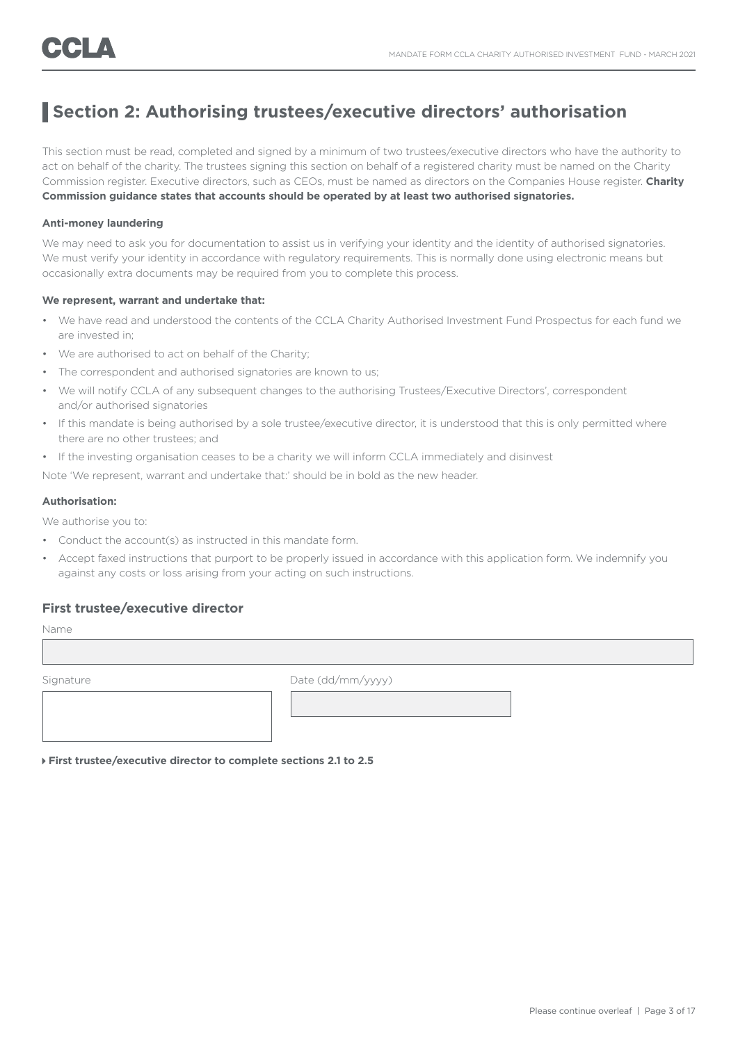## Section 2: Authorising trustees/executive directors' authorisation

This section must be read, completed and signed by a minimum of two trustees/executive directors who have the authority to act on behalf of the charity. The trustees signing this section on behalf of a registered charity must be named on the Charity Commission register. Executive directors, such as CEOs, must be named as directors on the Companies House register. **Charity Commission guidance states that accounts should be operated by at least two authorised signatories.**

**Anti-money laundering**

We may need to ask you for documentation to assist us in verifying your identity and the identity of authorised signatories. We must verify your identity in accordance with regulatory requirements. This is normally done using electronic means but occasionally extra documents may be required from you to complete this process.

**We represent, warrant and undertake that:**

- We have read and understood the contents of the CCLA Charity Authorised Investment Fund Prospectus for each fund we are invested in;
- We are authorised to act on behalf of the Charity;
- The correspondent and authorised signatories are known to us;
- We will notify CCLA of any subsequent changes to the authorising Trustees/Executive Directors', correspondent and/or authorised signatories
- If this mandate is being authorised by a sole trustee/executive director, it is understood that this is only permitted where there are no other trustees; and
- If the investing organisation ceases to be a charity we will inform CCLA immediately and disinvest

Note 'We represent, warrant and undertake that:' should be in bold as the new header.

**Authorisation:**

We authorise you to:

- Conduct the account(s) as instructed in this mandate form.
- Accept faxed instructions that purport to be properly issued in accordance with this application form. We indemnify you against any costs or loss arising from your acting on such instructions.

### First trustee/executive director

Name

Signature

Date (dd/mm/yyyy)

**First trustee/executive director to complete sections 2.1 to 2.5**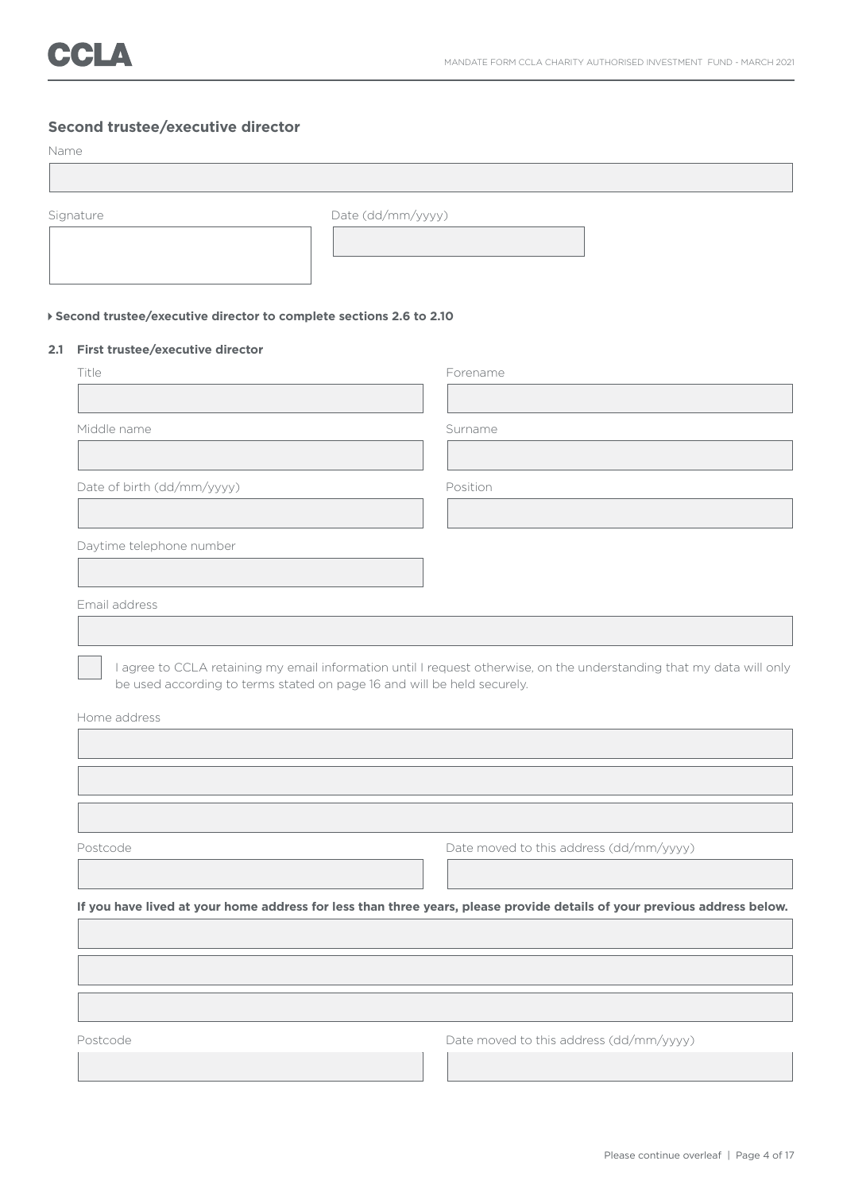## Second trustee/executive director

Name

Signature

Date (dd/mm/yyyy)

**Second trustee/executive director to complete sections 2.6 to 2.10**

### 2.1 First trustee/executive director

Title

Forename

Middle name

Surname

Date of birth (dd/mm/yyyy)

Position

Daytime telephone number

Email address

☐ I agree to CCLA retaining my email information until I request otherwise, on the understanding that my data will only be used according to terms stated on page 16 and will be held securely.

Home address

Postcode

Date moved to this address (dd/mm/yyyy)

**If you have lived at your home address for less than three years, please provide details of your previous address below.**

Postcode

Date moved to this address (dd/mm/yyyy)

Please continue overleaf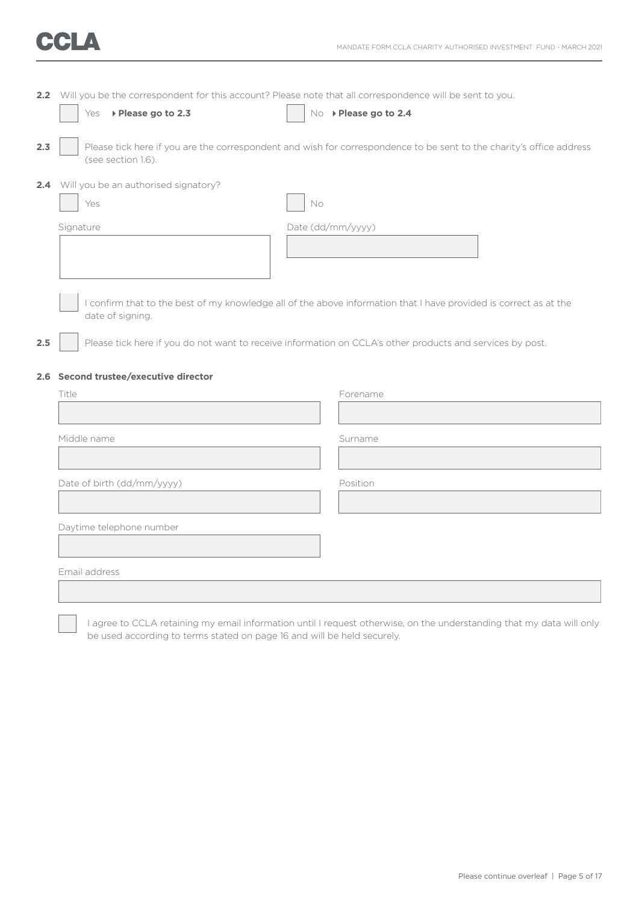**2.2** Will you be the correspondent for this account? Please note that all correspondence will be sent to you.

☐ Yes ▸ **Please go to 2.3** ☐ No ▸ **Please go to 2.4**

**2.3** ☐ Please tick here if you are the correspondent and wish for correspondence to be sent to the charity's office address (see section 1.6).

**2.4** Will you be an authorised signatory?

☐ Yes ☐ No

Signature

Date (dd/mm/yyyy)

☐ I confirm that to the best of my knowledge all of the above information that I have provided is correct as at the date of signing.

**2.5** ☐ Please tick here if you do not want to receive information on CCLA's other products and services by post.

**2.6 Second trustee/executive director**

Title

Forename

Middle name

Surname

Date of birth (dd/mm/yyyy)

Position

Daytime telephone number

Email address

☐ I agree to CCLA retaining my email information until I request otherwise, on the understanding that my data will only be used according to terms stated on page 16 and will be held securely.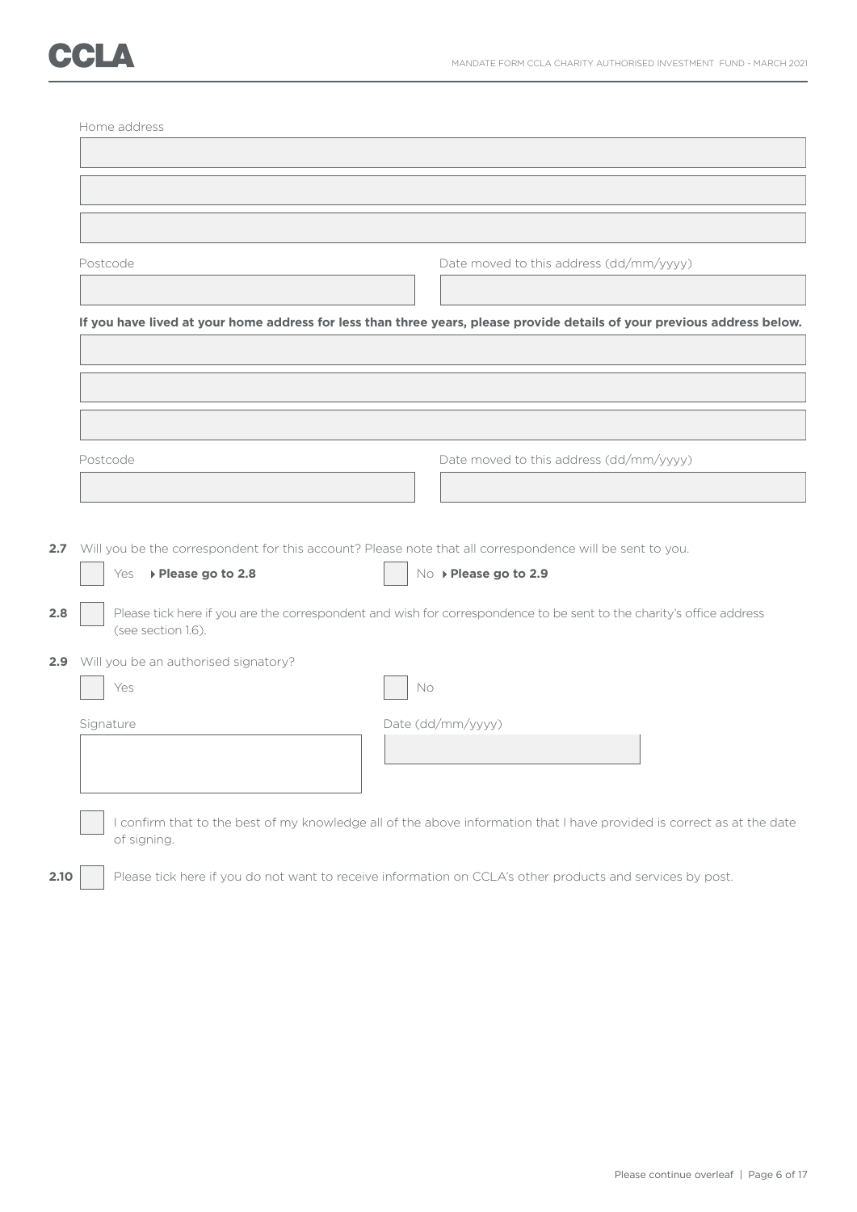Home address

Postcode

Date moved to this address (dd/mm/yyyy)

**If you have lived at your home address for less than three years, please provide details of your previous address below.**

Postcode

Date moved to this address (dd/mm/yyyy)

**2.7** Will you be the correspondent for this account? Please note that all correspondence will be sent to you.

☐ Yes ▸ **Please go to 2.8** ☐ No ▸ **Please go to 2.9**

**2.8** ☐ Please tick here if you are the correspondent and wish for correspondence to be sent to the charity's office address (see section 1.6).

**2.9** Will you be an authorised signatory?

☐ Yes ☐ No

Signature

Date (dd/mm/yyyy)

☐ I confirm that to the best of my knowledge all of the above information that I have provided is correct as at the date of signing.

**2.10** ☐ Please tick here if you do not want to receive information on CCLA's other products and services by post.

Please continue overleaf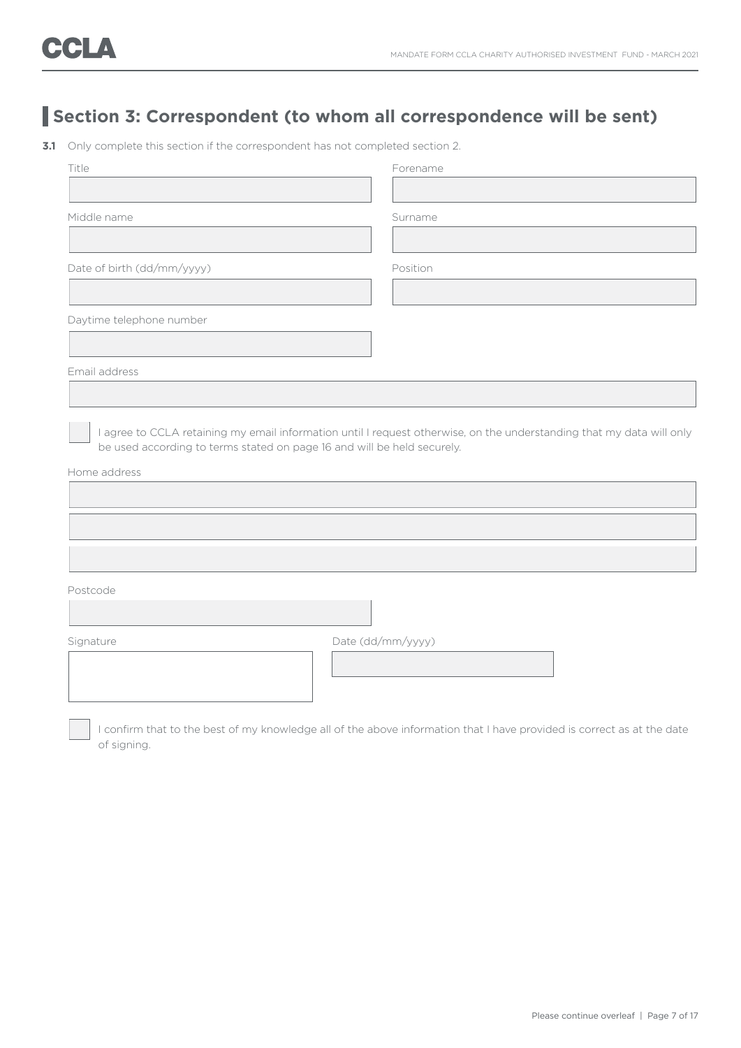## Section 3: Correspondent (to whom all correspondence will be sent)

**3.1** Only complete this section if the correspondent has not completed section 2.

Title

Forename

Middle name

Surname

Date of birth (dd/mm/yyyy)

Position

Daytime telephone number

Email address

☐ I agree to CCLA retaining my email information until I request otherwise, on the understanding that my data will only be used according to terms stated on page 16 and will be held securely.

Home address

Postcode

Signature

Date (dd/mm/yyyy)

☐ I confirm that to the best of my knowledge all of the above information that I have provided is correct as at the date of signing.

Please continue overleaf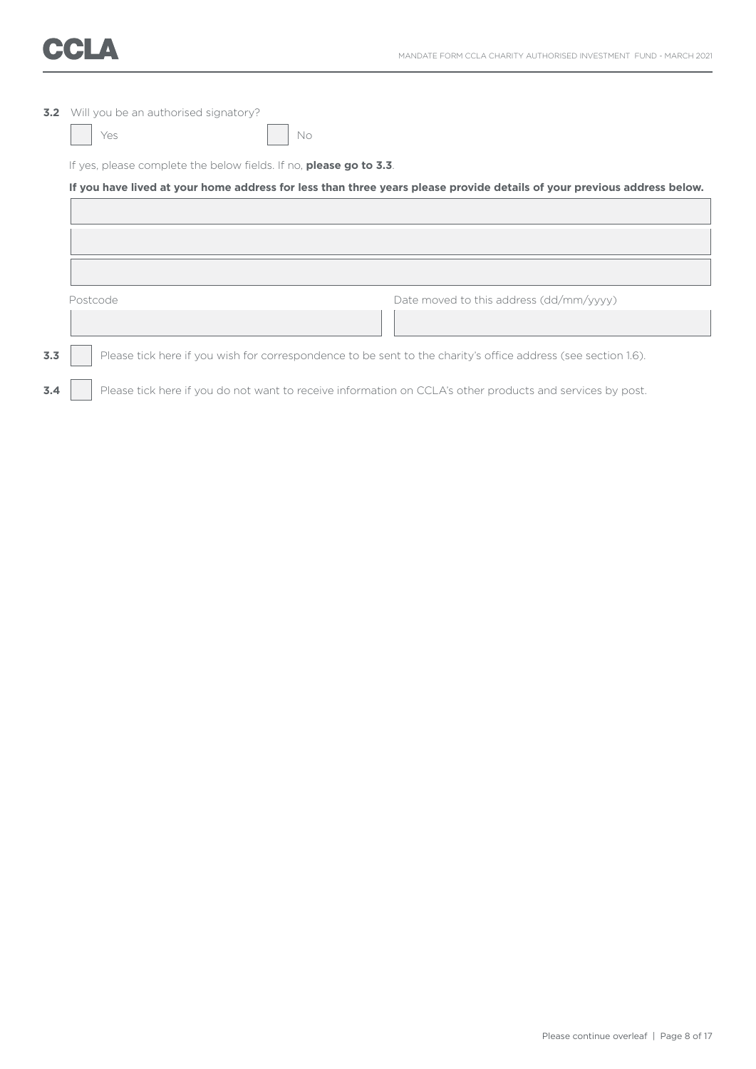**3.2** Will you be an authorised signatory?

☐ Yes ☐ No

If yes, please complete the below fields. If no, **please go to 3.3**.

**If you have lived at your home address for less than three years please provide details of your previous address below.**

Postcode

Date moved to this address (dd/mm/yyyy)

**3.3** ☐ Please tick here if you wish for correspondence to be sent to the charity's office address (see section 1.6).

**3.4** ☐ Please tick here if you do not want to receive information on CCLA's other products and services by post.

Please continue overleaf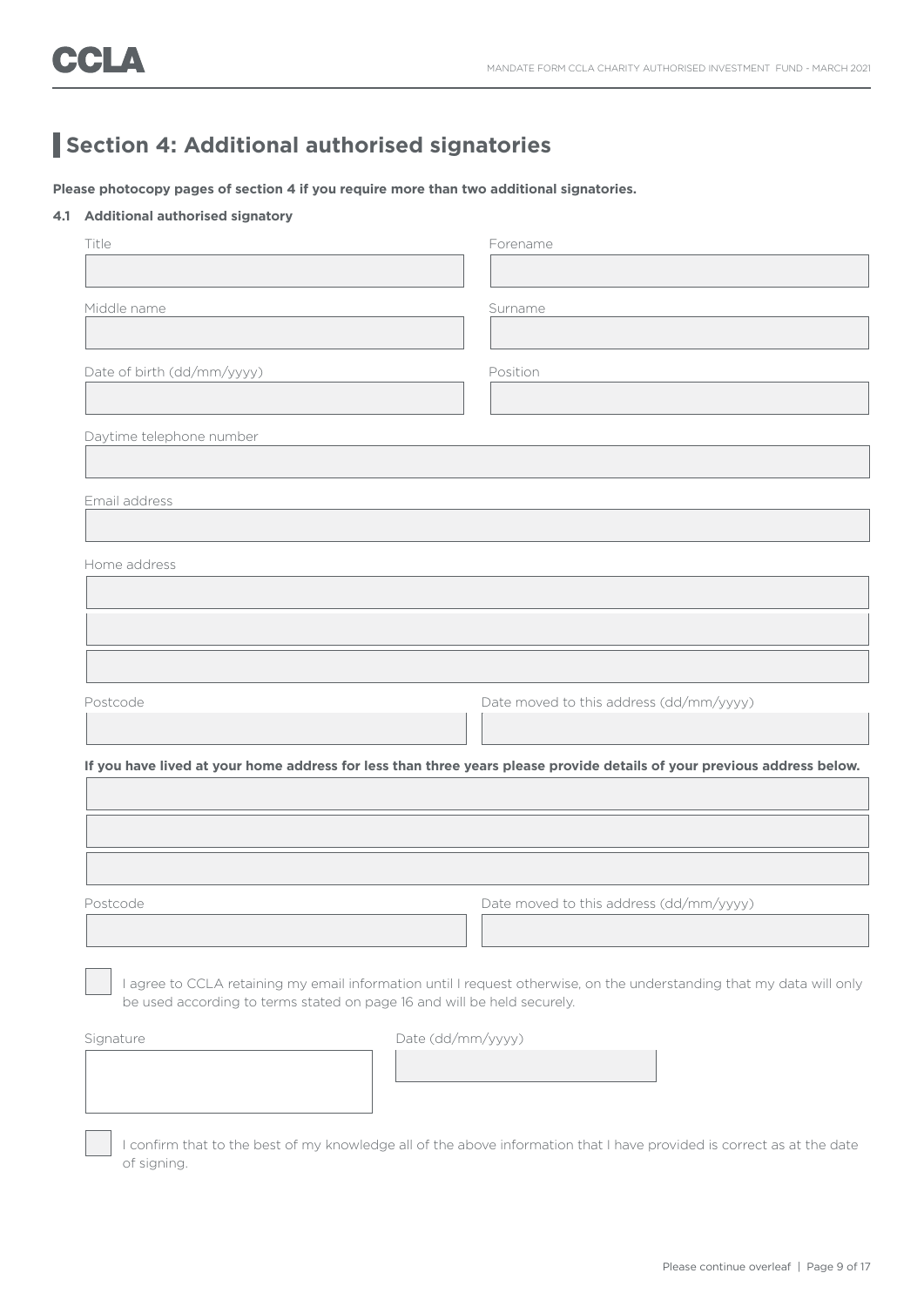## Section 4: Additional authorised signatories

**Please photocopy pages of section 4 if you require more than two additional signatories.**

**4.1 Additional authorised signatory**

Title

Forename

Middle name

Surname

Date of birth (dd/mm/yyyy)

Position

Daytime telephone number

Email address

Home address

Postcode

Date moved to this address (dd/mm/yyyy)

**If you have lived at your home address for less than three years please provide details of your previous address below.**

Postcode

Date moved to this address (dd/mm/yyyy)

☐ I agree to CCLA retaining my email information until I request otherwise, on the understanding that my data will only be used according to terms stated on page 16 and will be held securely.

Signature

Date (dd/mm/yyyy)

☐ I confirm that to the best of my knowledge all of the above information that I have provided is correct as at the date of signing.

Please continue overleaf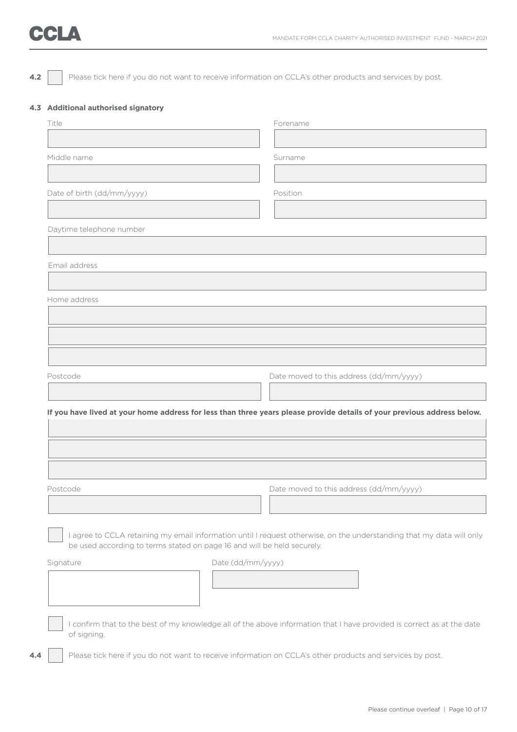**4.2** ☐ Please tick here if you do not want to receive information on CCLA's other products and services by post.

**4.3 Additional authorised signatory**

Title

Forename

Middle name

Surname

Date of birth (dd/mm/yyyy)

Position

Daytime telephone number

Email address

Home address

Postcode

Date moved to this address (dd/mm/yyyy)

**If you have lived at your home address for less than three years please provide details of your previous address below.**

Postcode

Date moved to this address (dd/mm/yyyy)

☐ I agree to CCLA retaining my email information until I request otherwise, on the understanding that my data will only be used according to terms stated on page 16 and will be held securely.

Signature

Date (dd/mm/yyyy)

☐ I confirm that to the best of my knowledge all of the above information that I have provided is correct as at the date of signing.

**4.4** ☐ Please tick here if you do not want to receive information on CCLA's other products and services by post.

Please continue overleaf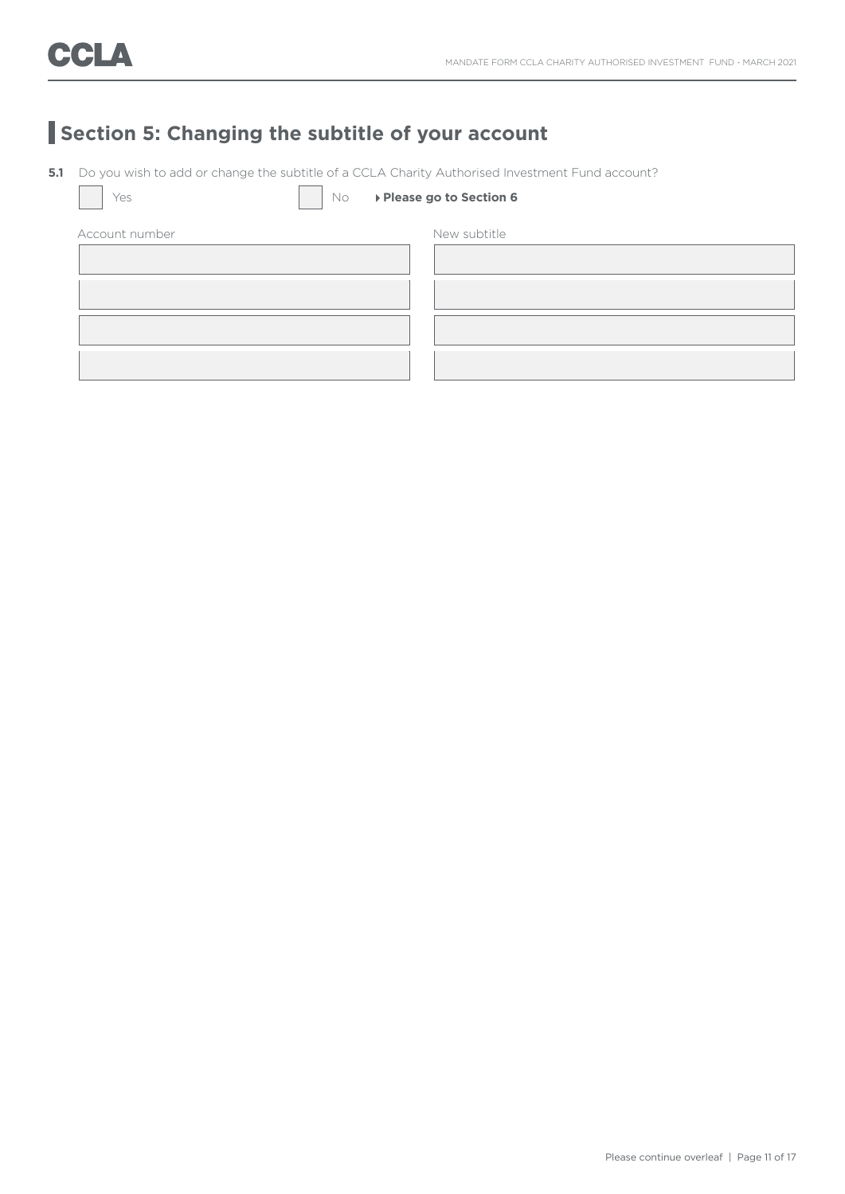## Section 5: Changing the subtitle of your account

**5.1** Do you wish to add or change the subtitle of a CCLA Charity Authorised Investment Fund account?

☐ Yes ☐ No ▸ **Please go to Section 6**

| Account number | New subtitle |
|---|---|
| | |
| | |
| | |
| | |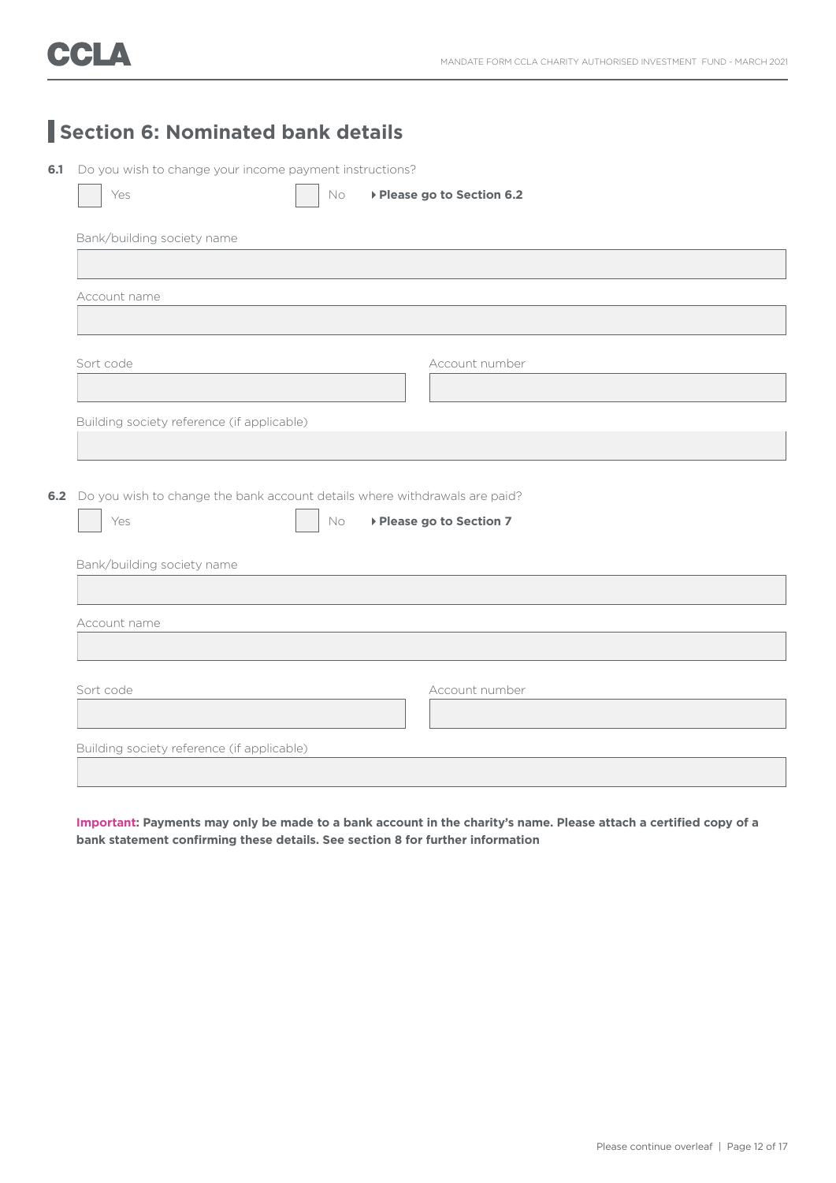## Section 6: Nominated bank details

**6.1** Do you wish to change your income payment instructions?

☐ Yes ☐ No ▸ **Please go to Section 6.2**

Bank/building society name

Account name

Sort code

Account number

Building society reference (if applicable)

**6.2** Do you wish to change the bank account details where withdrawals are paid?

☐ Yes ☐ No ▸ **Please go to Section 7**

Bank/building society name

Account name

Sort code

Account number

Building society reference (if applicable)

**Important: Payments may only be made to a bank account in the charity's name. Please attach a certified copy of a bank statement confirming these details. See section 8 for further information**

Please continue overleaf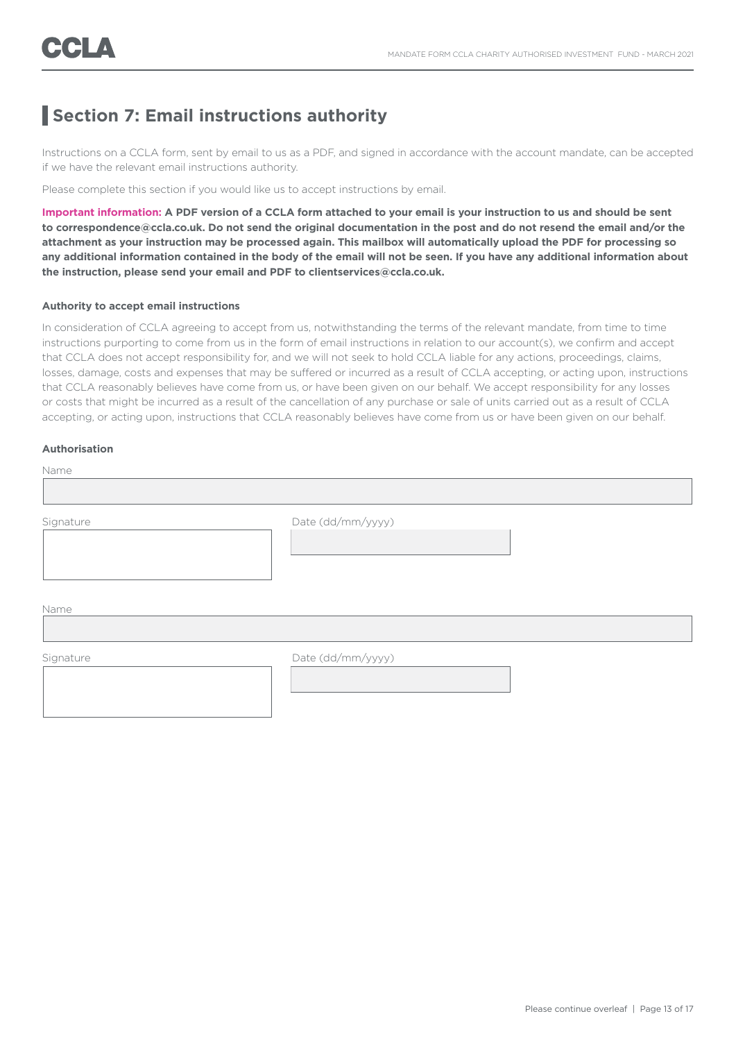## Section 7: Email instructions authority

Instructions on a CCLA form, sent by email to us as a PDF, and signed in accordance with the account mandate, can be accepted if we have the relevant email instructions authority.

Please complete this section if you would like us to accept instructions by email.

**Important information: A PDF version of a CCLA form attached to your email is your instruction to us and should be sent to correspondence@ccla.co.uk. Do not send the original documentation in the post and do not resend the email and/or the attachment as your instruction may be processed again. This mailbox will automatically upload the PDF for processing so any additional information contained in the body of the email will not be seen. If you have any additional information about the instruction, please send your email and PDF to clientservices@ccla.co.uk.**

#### Authority to accept email instructions

In consideration of CCLA agreeing to accept from us, notwithstanding the terms of the relevant mandate, from time to time instructions purporting to come from us in the form of email instructions in relation to our account(s), we confirm and accept that CCLA does not accept responsibility for, and we will not seek to hold CCLA liable for any actions, proceedings, claims, losses, damage, costs and expenses that may be suffered or incurred as a result of CCLA accepting, or acting upon, instructions that CCLA reasonably believes have come from us, or have been given on our behalf. We accept responsibility for any losses or costs that might be incurred as a result of the cancellation of any purchase or sale of units carried out as a result of CCLA accepting, or acting upon, instructions that CCLA reasonably believes have come from us or have been given on our behalf.

#### Authorisation

Name

Signature

Date (dd/mm/yyyy)

Name

Signature

Date (dd/mm/yyyy)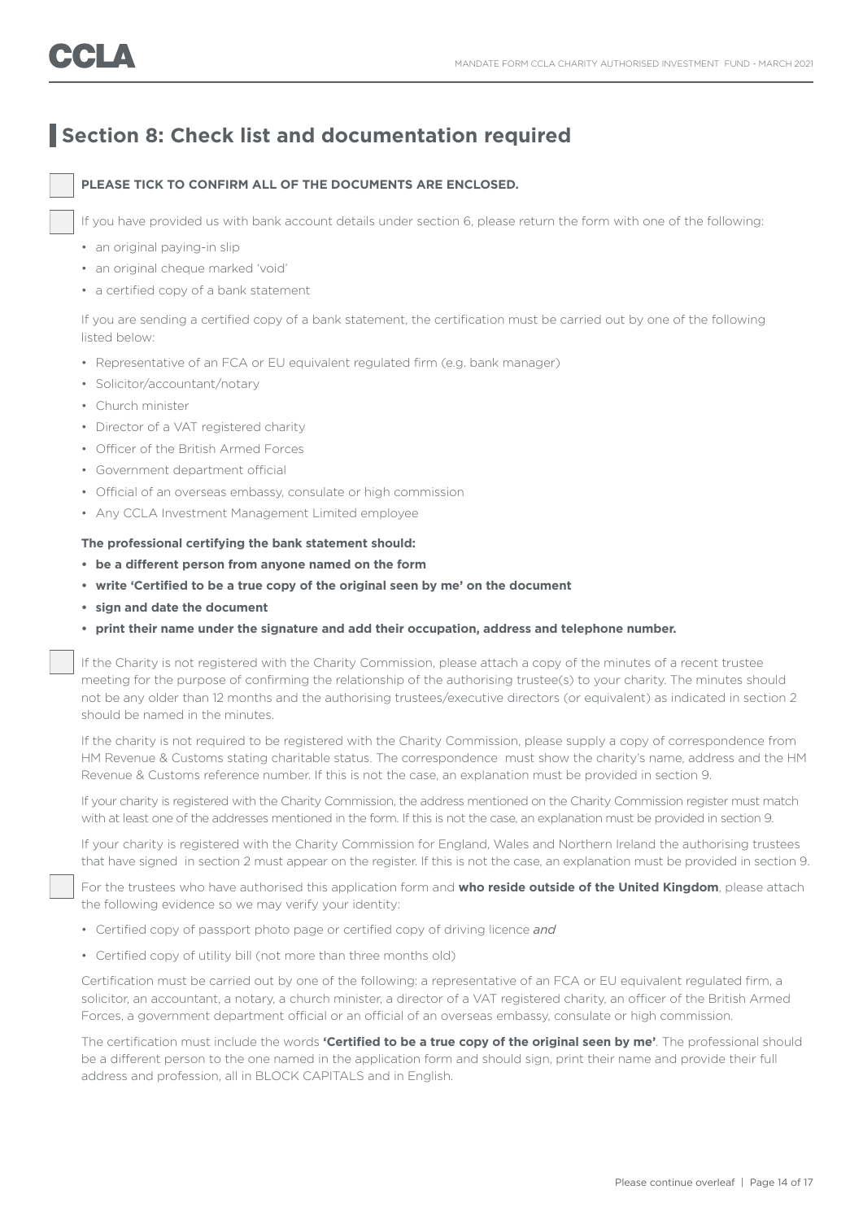## Section 8: Check list and documentation required

☐ **PLEASE TICK TO CONFIRM ALL OF THE DOCUMENTS ARE ENCLOSED.**

☐ If you have provided us with bank account details under section 6, please return the form with one of the following:

- an original paying-in slip
- an original cheque marked 'void'
- a certified copy of a bank statement

If you are sending a certified copy of a bank statement, the certification must be carried out by one of the following listed below:

- Representative of an FCA or EU equivalent regulated firm (e.g. bank manager)
- Solicitor/accountant/notary
- Church minister
- Director of a VAT registered charity
- Officer of the British Armed Forces
- Government department official
- Official of an overseas embassy, consulate or high commission
- Any CCLA Investment Management Limited employee

**The professional certifying the bank statement should:**

- **be a different person from anyone named on the form**
- **write 'Certified to be a true copy of the original seen by me' on the document**
- **sign and date the document**
- **print their name under the signature and add their occupation, address and telephone number.**

☐ If the Charity is not registered with the Charity Commission, please attach a copy of the minutes of a recent trustee meeting for the purpose of confirming the relationship of the authorising trustee(s) to your charity. The minutes should not be any older than 12 months and the authorising trustees/executive directors (or equivalent) as indicated in section 2 should be named in the minutes.

If the charity is not required to be registered with the Charity Commission, please supply a copy of correspondence from HM Revenue & Customs stating charitable status. The correspondence must show the charity's name, address and the HM Revenue & Customs reference number. If this is not the case, an explanation must be provided in section 9.

If your charity is registered with the Charity Commission, the address mentioned on the Charity Commission register must match with at least one of the addresses mentioned in the form. If this is not the case, an explanation must be provided in section 9.

If your charity is registered with the Charity Commission for England, Wales and Northern Ireland the authorising trustees that have signed in section 2 must appear on the register. If this is not the case, an explanation must be provided in section 9.

☐ For the trustees who have authorised this application form and **who reside outside of the United Kingdom**, please attach the following evidence so we may verify your identity:

- Certified copy of passport photo page or certified copy of driving licence *and*
- Certified copy of utility bill (not more than three months old)

Certification must be carried out by one of the following: a representative of an FCA or EU equivalent regulated firm, a solicitor, an accountant, a notary, a church minister, a director of a VAT registered charity, an officer of the British Armed Forces, a government department official or an official of an overseas embassy, consulate or high commission.

The certification must include the words **'Certified to be a true copy of the original seen by me'**. The professional should be a different person to the one named in the application form and should sign, print their name and provide their full address and profession, all in BLOCK CAPITALS and in English.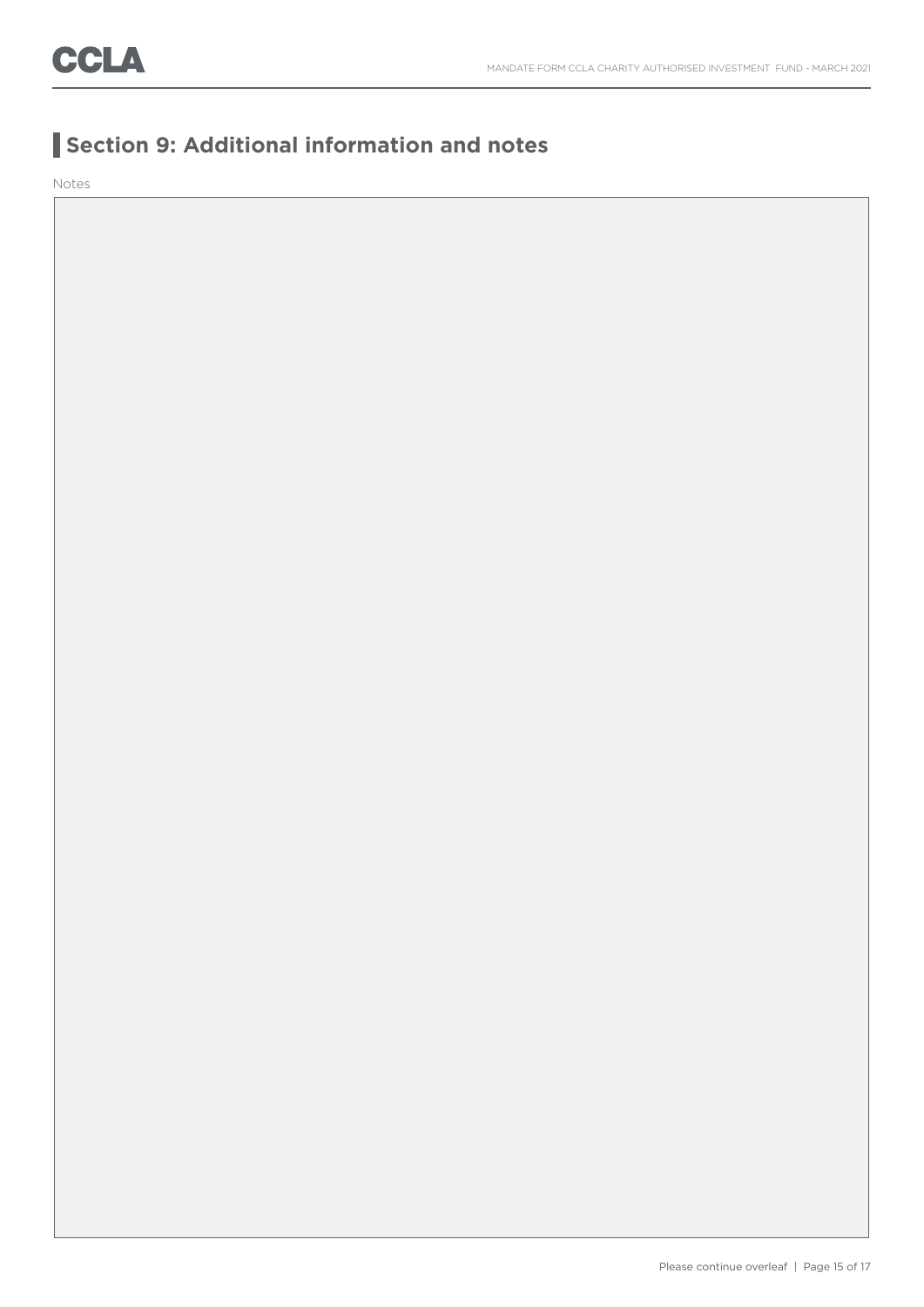## Section 9: Additional information and notes

Notes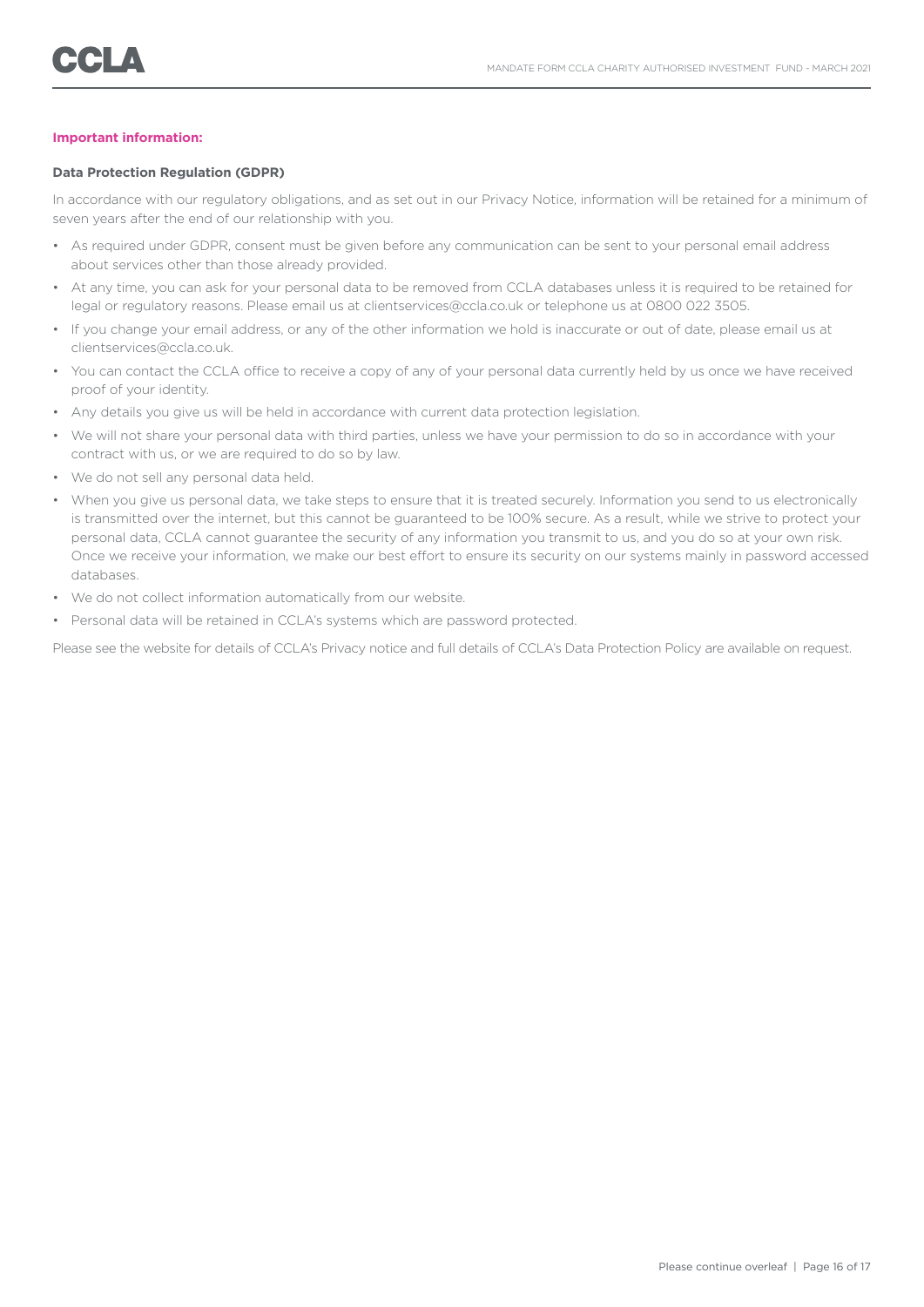**Important information:**

**Data Protection Regulation (GDPR)**

In accordance with our regulatory obligations, and as set out in our Privacy Notice, information will be retained for a minimum of seven years after the end of our relationship with you.

- As required under GDPR, consent must be given before any communication can be sent to your personal email address about services other than those already provided.
- At any time, you can ask for your personal data to be removed from CCLA databases unless it is required to be retained for legal or regulatory reasons. Please email us at clientservices@ccla.co.uk or telephone us at 0800 022 3505.
- If you change your email address, or any of the other information we hold is inaccurate or out of date, please email us at clientservices@ccla.co.uk.
- You can contact the CCLA office to receive a copy of any of your personal data currently held by us once we have received proof of your identity.
- Any details you give us will be held in accordance with current data protection legislation.
- We will not share your personal data with third parties, unless we have your permission to do so in accordance with your contract with us, or we are required to do so by law.
- We do not sell any personal data held.
- When you give us personal data, we take steps to ensure that it is treated securely. Information you send to us electronically is transmitted over the internet, but this cannot be guaranteed to be 100% secure. As a result, while we strive to protect your personal data, CCLA cannot guarantee the security of any information you transmit to us, and you do so at your own risk. Once we receive your information, we make our best effort to ensure its security on our systems mainly in password accessed databases.
- We do not collect information automatically from our website.
- Personal data will be retained in CCLA's systems which are password protected.

Please see the website for details of CCLA's Privacy notice and full details of CCLA's Data Protection Policy are available on request.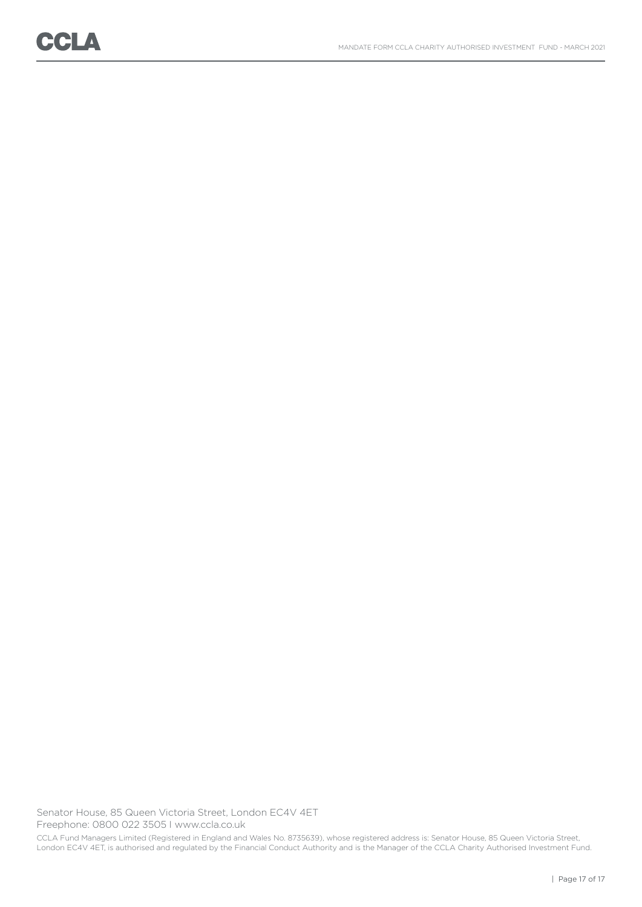Senator House, 85 Queen Victoria Street, London EC4V 4ET
Freephone: 0800 022 3505 I www.ccla.co.uk

CCLA Fund Managers Limited (Registered in England and Wales No. 8735639), whose registered address is: Senator House, 85 Queen Victoria Street, London EC4V 4ET, is authorised and regulated by the Financial Conduct Authority and is the Manager of the CCLA Charity Authorised Investment Fund.